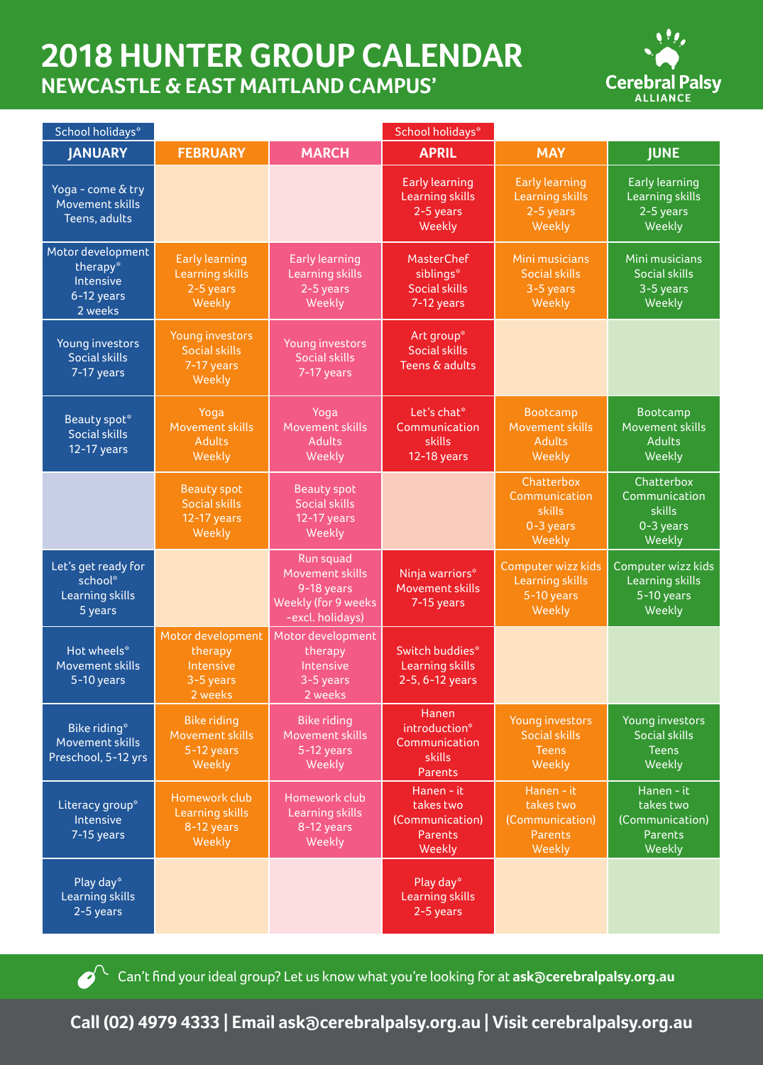# 2018 HUNTER GROUP CALENDAR

## NEWCASTLE & EAST MAITLAND CAMPUS'

Cerebral Palsy ALLIANCE

| School holidays* | | | School holidays* | | |
|---|---|---|---|---|---|
| **JANUARY** | **FEBRUARY** | **MARCH** | **APRIL** | **MAY** | **JUNE** |
| Yoga - come & try<br>Movement skills<br>Teens, adults | | | Early learning<br>Learning skills<br>2-5 years<br>Weekly | Early learning<br>Learning skills<br>2-5 years<br>Weekly | Early learning<br>Learning skills<br>2-5 years<br>Weekly |
| Motor development therapy*<br>Intensive<br>6-12 years<br>2 weeks | Early learning<br>Learning skills<br>2-5 years<br>Weekly | Early learning<br>Learning skills<br>2-5 years<br>Weekly | MasterChef siblings*<br>Social skills<br>7-12 years | Mini musicians<br>Social skills<br>3-5 years<br>Weekly | Mini musicians<br>Social skills<br>3-5 years<br>Weekly |
| Young investors<br>Social skills<br>7-17 years | Young investors<br>Social skills<br>7-17 years<br>Weekly | Young investors<br>Social skills<br>7-17 years | Art group*<br>Social skills<br>Teens & adults | | |
| Beauty spot*<br>Social skills<br>12-17 years | Yoga<br>Movement skills<br>Adults<br>Weekly | Yoga<br>Movement skills<br>Adults<br>Weekly | Let's chat*<br>Communication skills<br>12-18 years | Bootcamp<br>Movement skills<br>Adults<br>Weekly | Bootcamp<br>Movement skills<br>Adults<br>Weekly |
| | Beauty spot<br>Social skills<br>12-17 years<br>Weekly | Beauty spot<br>Social skills<br>12-17 years<br>Weekly | | Chatterbox<br>Communication skills<br>0-3 years<br>Weekly | Chatterbox<br>Communication skills<br>0-3 years<br>Weekly |
| Let's get ready for school*<br>Learning skills<br>5 years | | Run squad<br>Movement skills<br>9-18 years<br>Weekly (for 9 weeks -excl. holidays) | Ninja warriors*<br>Movement skills<br>7-15 years | Computer wizz kids<br>Learning skills<br>5-10 years<br>Weekly | Computer wizz kids<br>Learning skills<br>5-10 years<br>Weekly |
| Hot wheels*<br>Movement skills<br>5-10 years | Motor development therapy<br>Intensive<br>3-5 years<br>2 weeks | Motor development therapy<br>Intensive<br>3-5 years<br>2 weeks | Switch buddies*<br>Learning skills<br>2-5, 6-12 years | | |
| Bike riding*<br>Movement skills<br>Preschool, 5-12 yrs | Bike riding<br>Movement skills<br>5-12 years<br>Weekly | Bike riding<br>Movement skills<br>5-12 years<br>Weekly | Hanen introduction*<br>Communication skills<br>Parents | Young investors<br>Social skills<br>Teens<br>Weekly | Young investors<br>Social skills<br>Teens<br>Weekly |
| Literacy group*<br>Intensive<br>7-15 years | Homework club<br>Learning skills<br>8-12 years<br>Weekly | Homework club<br>Learning skills<br>8-12 years<br>Weekly | Hanen - it takes two<br>(Communication)<br>Parents<br>Weekly | Hanen - it takes two<br>(Communication)<br>Parents<br>Weekly | Hanen - it takes two<br>(Communication)<br>Parents<br>Weekly |
| Play day*<br>Learning skills<br>2-5 years | | | Play day*<br>Learning skills<br>2-5 years | | |

Can't find your ideal group? Let us know what you're looking for at **ask@cerebralpalsy.org.au**

**Call (02) 4979 4333 | Email ask@cerebralpalsy.org.au | Visit cerebralpalsy.org.au**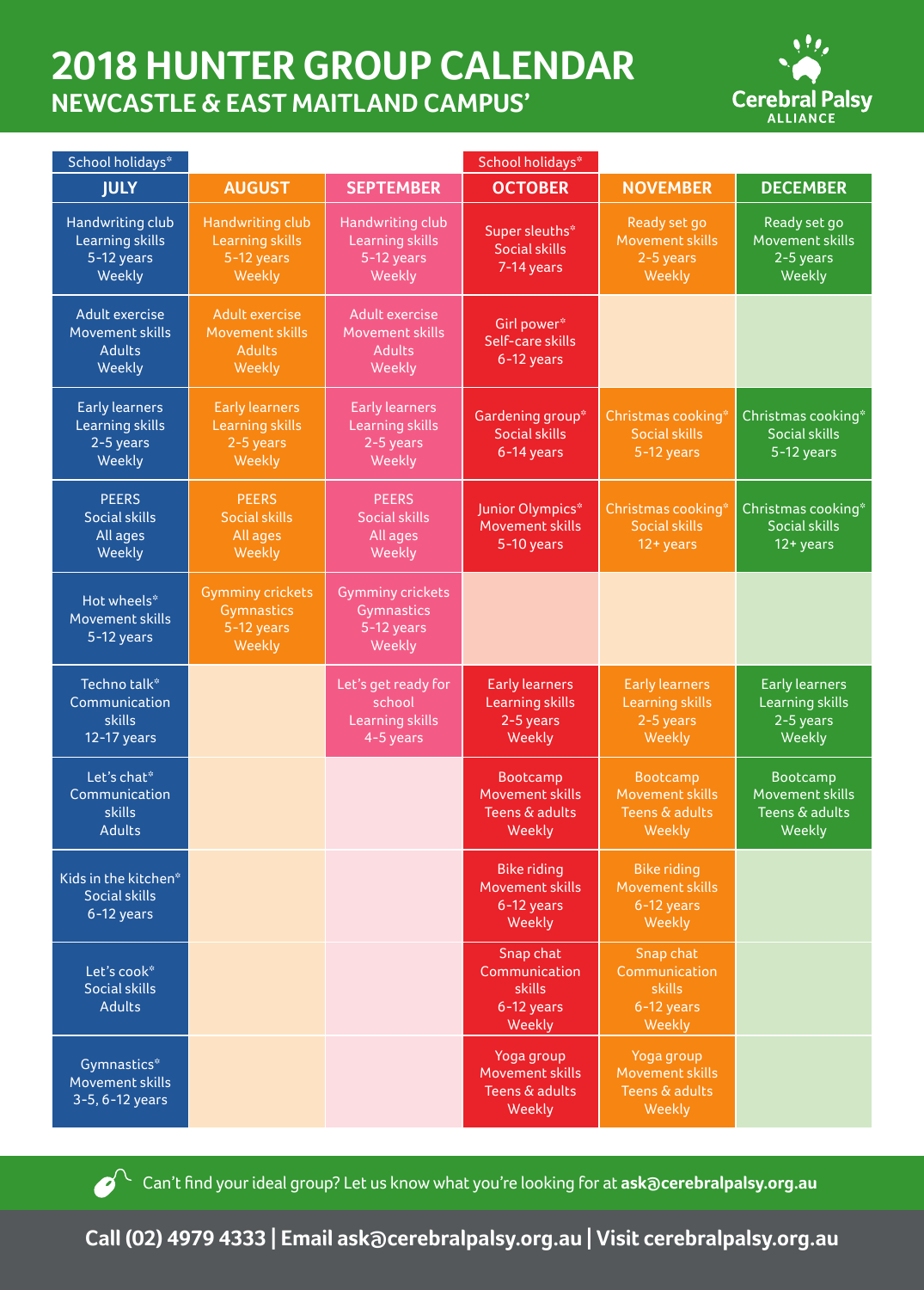# 2018 HUNTER GROUP CALENDAR

## NEWCASTLE & EAST MAITLAND CAMPUS'

Cerebral Palsy ALLIANCE

| School holidays* JULY | AUGUST | SEPTEMBER | School holidays* OCTOBER | NOVEMBER | DECEMBER |
|---|---|---|---|---|---|
| Handwriting club<br>Learning skills<br>5-12 years<br>Weekly | Handwriting club<br>Learning skills<br>5-12 years<br>Weekly | Handwriting club<br>Learning skills<br>5-12 years<br>Weekly | Super sleuths*<br>Social skills<br>7-14 years | Ready set go<br>Movement skills<br>2-5 years<br>Weekly | Ready set go<br>Movement skills<br>2-5 years<br>Weekly |
| Adult exercise<br>Movement skills<br>Adults<br>Weekly | Adult exercise<br>Movement skills<br>Adults<br>Weekly | Adult exercise<br>Movement skills<br>Adults<br>Weekly | Girl power*<br>Self-care skills<br>6-12 years | | |
| Early learners<br>Learning skills<br>2-5 years<br>Weekly | Early learners<br>Learning skills<br>2-5 years<br>Weekly | Early learners<br>Learning skills<br>2-5 years<br>Weekly | Gardening group*<br>Social skills<br>6-14 years | Christmas cooking*<br>Social skills<br>5-12 years | Christmas cooking*<br>Social skills<br>5-12 years |
| PEERS<br>Social skills<br>All ages<br>Weekly | PEERS<br>Social skills<br>All ages<br>Weekly | PEERS<br>Social skills<br>All ages<br>Weekly | Junior Olympics*<br>Movement skills<br>5-10 years | Christmas cooking*<br>Social skills<br>12+ years | Christmas cooking*<br>Social skills<br>12+ years |
| Hot wheels*<br>Movement skills<br>5-12 years | Gymminy crickets<br>Gymnastics<br>5-12 years<br>Weekly | Gymminy crickets<br>Gymnastics<br>5-12 years<br>Weekly | | | |
| Techno talk*<br>Communication skills<br>12-17 years | | Let's get ready for school<br>Learning skills<br>4-5 years | Early learners<br>Learning skills<br>2-5 years<br>Weekly | Early learners<br>Learning skills<br>2-5 years<br>Weekly | Early learners<br>Learning skills<br>2-5 years<br>Weekly |
| Let's chat*<br>Communication skills<br>Adults | | | Bootcamp<br>Movement skills<br>Teens & adults<br>Weekly | Bootcamp<br>Movement skills<br>Teens & adults<br>Weekly | Bootcamp<br>Movement skills<br>Teens & adults<br>Weekly |
| Kids in the kitchen*<br>Social skills<br>6-12 years | | | Bike riding<br>Movement skills<br>6-12 years<br>Weekly | Bike riding<br>Movement skills<br>6-12 years<br>Weekly | |
| Let's cook*<br>Social skills<br>Adults | | | Snap chat<br>Communication skills<br>6-12 years<br>Weekly | Snap chat<br>Communication skills<br>6-12 years<br>Weekly | |
| Gymnastics*<br>Movement skills<br>3-5, 6-12 years | | | Yoga group<br>Movement skills<br>Teens & adults<br>Weekly | Yoga group<br>Movement skills<br>Teens & adults<br>Weekly | |

Can't find your ideal group? Let us know what you're looking for at **ask@cerebralpalsy.org.au**

**Call (02) 4979 4333 | Email ask@cerebralpalsy.org.au | Visit cerebralpalsy.org.au**